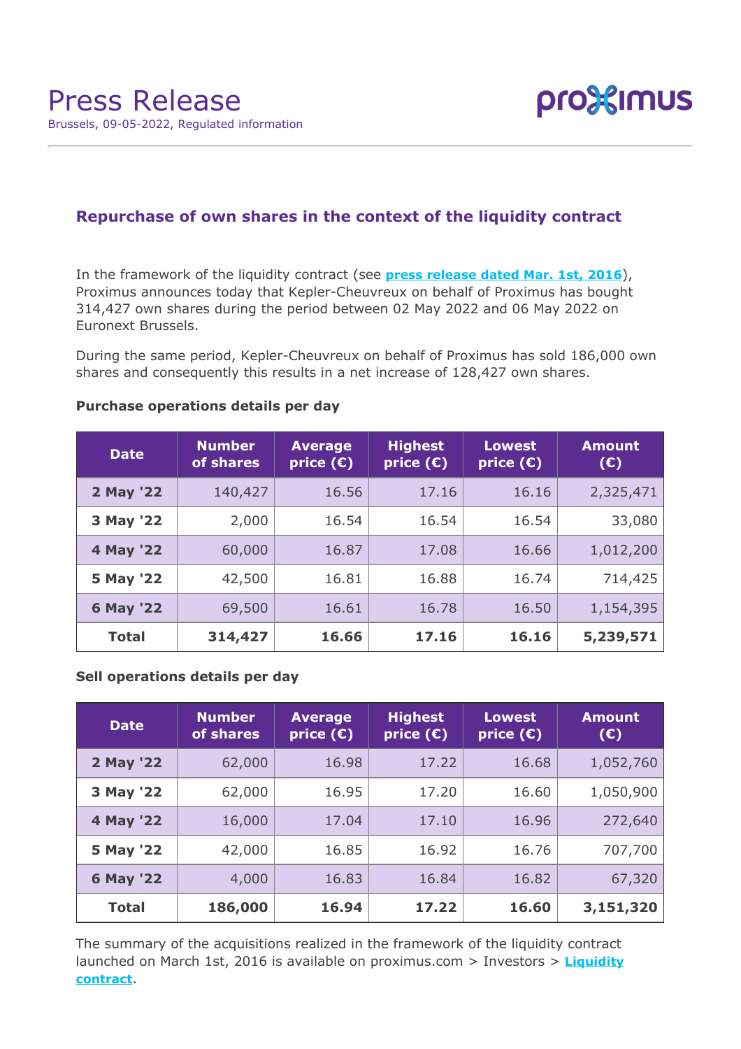# Press Release

Brussels, 09-05-2022, Regulated information

## Repurchase of own shares in the context of the liquidity contract

In the framework of the liquidity contract (see **press release dated Mar. 1st, 2016**), Proximus announces today that Kepler-Cheuvreux on behalf of Proximus has bought 314,427 own shares during the period between 02 May 2022 and 06 May 2022 on Euronext Brussels.

During the same period, Kepler-Cheuvreux on behalf of Proximus has sold 186,000 own shares and consequently this results in a net increase of 128,427 own shares.

**Purchase operations details per day**

| Date | Number of shares | Average price (€) | Highest price (€) | Lowest price (€) | Amount (€) |
|---|---|---|---|---|---|
| **2 May '22** | 140,427 | 16.56 | 17.16 | 16.16 | 2,325,471 |
| **3 May '22** | 2,000 | 16.54 | 16.54 | 16.54 | 33,080 |
| **4 May '22** | 60,000 | 16.87 | 17.08 | 16.66 | 1,012,200 |
| **5 May '22** | 42,500 | 16.81 | 16.88 | 16.74 | 714,425 |
| **6 May '22** | 69,500 | 16.61 | 16.78 | 16.50 | 1,154,395 |
| **Total** | **314,427** | **16.66** | **17.16** | **16.16** | **5,239,571** |

**Sell operations details per day**

| Date | Number of shares | Average price (€) | Highest price (€) | Lowest price (€) | Amount (€) |
|---|---|---|---|---|---|
| **2 May '22** | 62,000 | 16.98 | 17.22 | 16.68 | 1,052,760 |
| **3 May '22** | 62,000 | 16.95 | 17.20 | 16.60 | 1,050,900 |
| **4 May '22** | 16,000 | 17.04 | 17.10 | 16.96 | 272,640 |
| **5 May '22** | 42,000 | 16.85 | 16.92 | 16.76 | 707,700 |
| **6 May '22** | 4,000 | 16.83 | 16.84 | 16.82 | 67,320 |
| **Total** | **186,000** | **16.94** | **17.22** | **16.60** | **3,151,320** |

The summary of the acquisitions realized in the framework of the liquidity contract launched on March 1st, 2016 is available on proximus.com > Investors > **Liquidity contract**.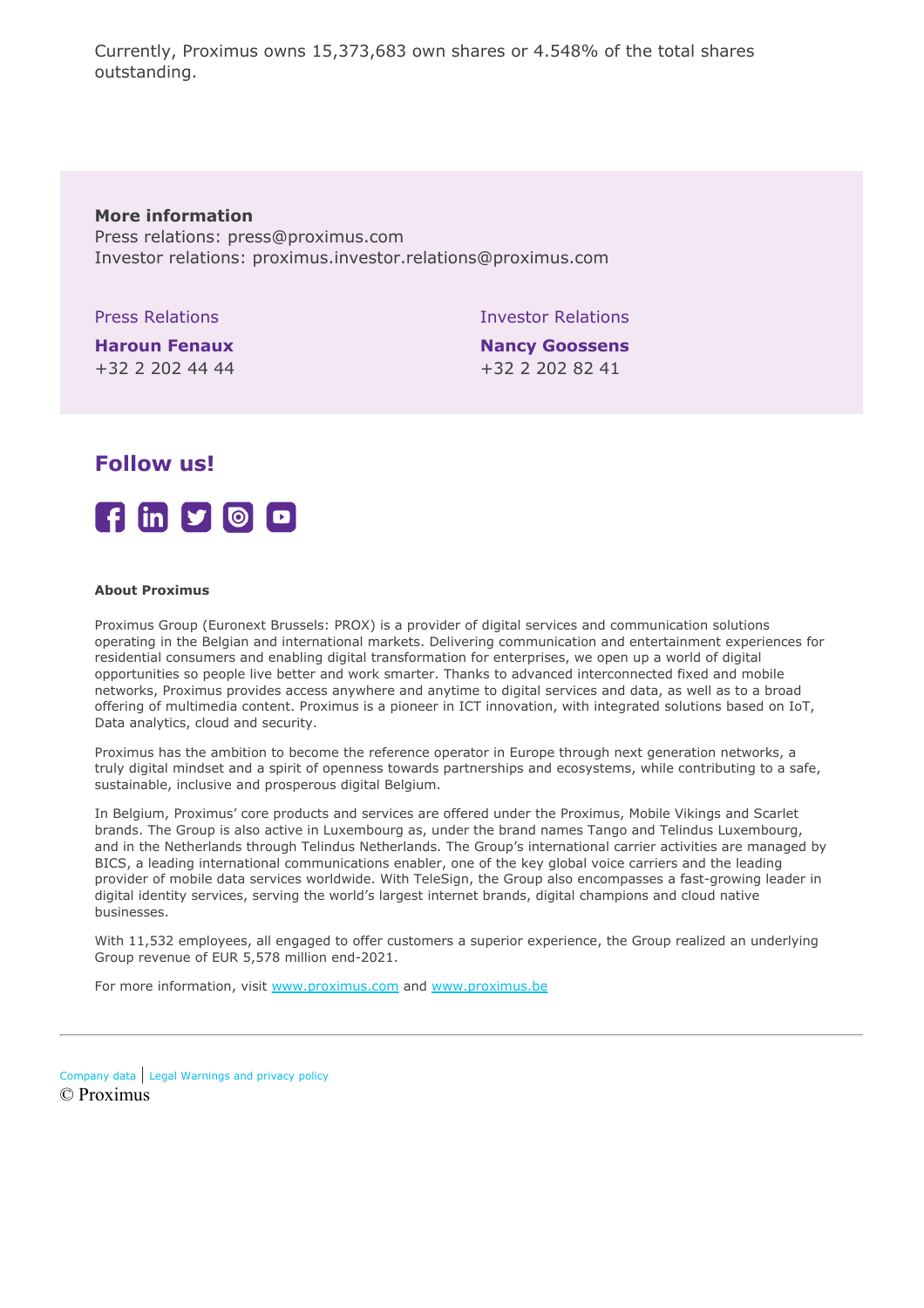Currently, Proximus owns 15,373,683 own shares or 4.548% of the total shares outstanding.

**More information**
Press relations: press@proximus.com
Investor relations: proximus.investor.relations@proximus.com

Press Relations

**Haroun Fenaux**
+32 2 202 44 44

Investor Relations

**Nancy Goossens**
+32 2 202 82 41

## Follow us!

**About Proximus**

Proximus Group (Euronext Brussels: PROX) is a provider of digital services and communication solutions operating in the Belgian and international markets. Delivering communication and entertainment experiences for residential consumers and enabling digital transformation for enterprises, we open up a world of digital opportunities so people live better and work smarter. Thanks to advanced interconnected fixed and mobile networks, Proximus provides access anywhere and anytime to digital services and data, as well as to a broad offering of multimedia content. Proximus is a pioneer in ICT innovation, with integrated solutions based on IoT, Data analytics, cloud and security.

Proximus has the ambition to become the reference operator in Europe through next generation networks, a truly digital mindset and a spirit of openness towards partnerships and ecosystems, while contributing to a safe, sustainable, inclusive and prosperous digital Belgium.

In Belgium, Proximus' core products and services are offered under the Proximus, Mobile Vikings and Scarlet brands. The Group is also active in Luxembourg as, under the brand names Tango and Telindus Luxembourg, and in the Netherlands through Telindus Netherlands. The Group's international carrier activities are managed by BICS, a leading international communications enabler, one of the key global voice carriers and the leading provider of mobile data services worldwide. With TeleSign, the Group also encompasses a fast-growing leader in digital identity services, serving the world's largest internet brands, digital champions and cloud native businesses.

With 11,532 employees, all engaged to offer customers a superior experience, the Group realized an underlying Group revenue of EUR 5,578 million end-2021.

For more information, visit www.proximus.com and www.proximus.be

Company data | Legal Warnings and privacy policy
© Proximus